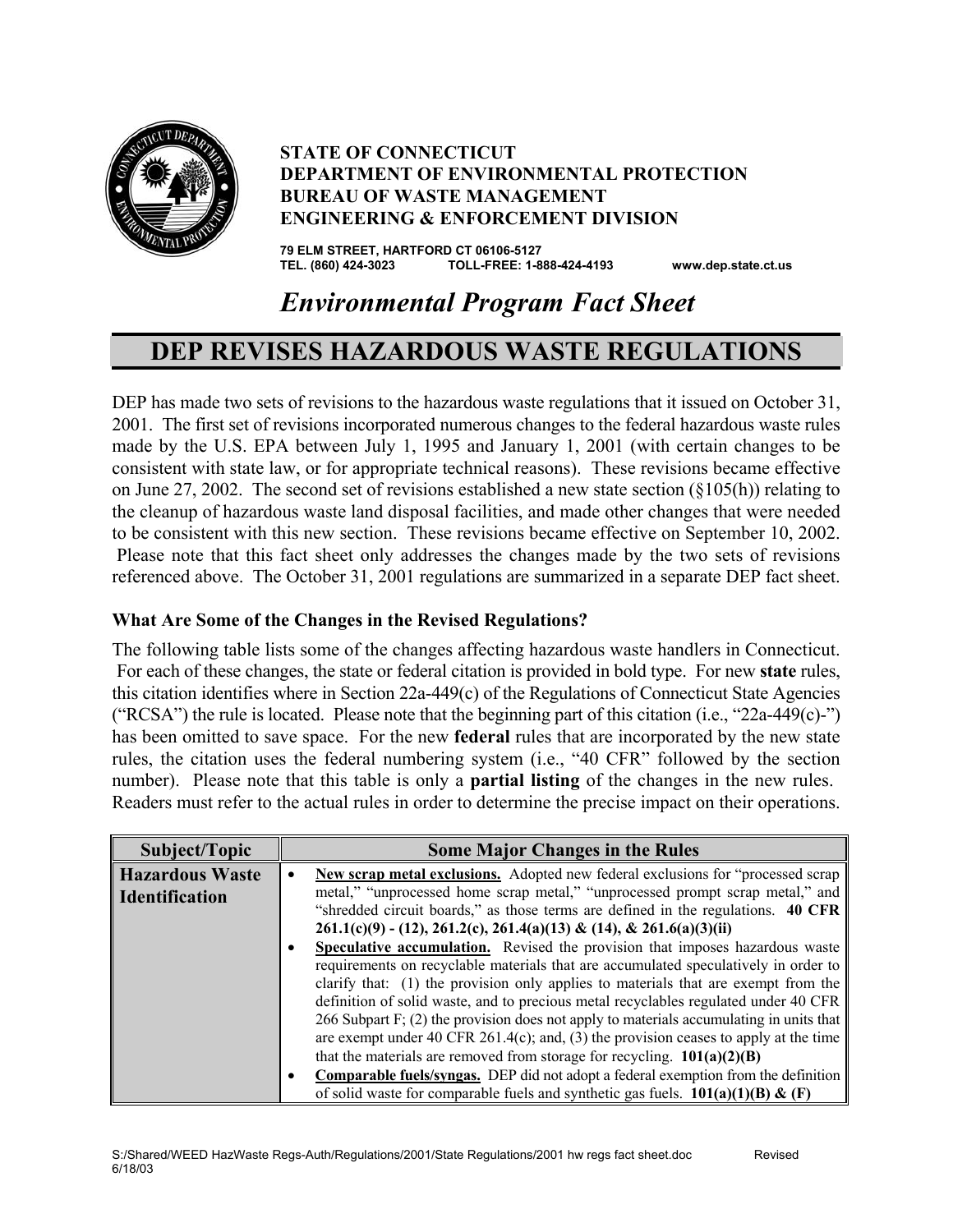**STATE OF CONNECTICUT**
**DEPARTMENT OF ENVIRONMENTAL PROTECTION**
**BUREAU OF WASTE MANAGEMENT**
**ENGINEERING & ENFORCEMENT DIVISION**

**79 ELM STREET, HARTFORD CT 06106-5127**
**TEL. (860) 424-3023 TOLL-FREE: 1-888-424-4193 www.dep.state.ct.us**

*Environmental Program Fact Sheet*

# DEP REVISES HAZARDOUS WASTE REGULATIONS

DEP has made two sets of revisions to the hazardous waste regulations that it issued on October 31, 2001. The first set of revisions incorporated numerous changes to the federal hazardous waste rules made by the U.S. EPA between July 1, 1995 and January 1, 2001 (with certain changes to be consistent with state law, or for appropriate technical reasons). These revisions became effective on June 27, 2002. The second set of revisions established a new state section (§105(h)) relating to the cleanup of hazardous waste land disposal facilities, and made other changes that were needed to be consistent with this new section. These revisions became effective on September 10, 2002. Please note that this fact sheet only addresses the changes made by the two sets of revisions referenced above. The October 31, 2001 regulations are summarized in a separate DEP fact sheet.

### What Are Some of the Changes in the Revised Regulations?

The following table lists some of the changes affecting hazardous waste handlers in Connecticut. For each of these changes, the state or federal citation is provided in bold type. For new **state** rules, this citation identifies where in Section 22a-449(c) of the Regulations of Connecticut State Agencies ("RCSA") the rule is located. Please note that the beginning part of this citation (i.e., "22a-449(c)-") has been omitted to save space. For the new **federal** rules that are incorporated by the new state rules, the citation uses the federal numbering system (i.e., "40 CFR" followed by the section number). Please note that this table is only a **partial listing** of the changes in the new rules. Readers must refer to the actual rules in order to determine the precise impact on their operations.

| Subject/Topic | Some Major Changes in the Rules |
|---|---|
| **Hazardous Waste Identification** | • **New scrap metal exclusions.** Adopted new federal exclusions for "processed scrap metal," "unprocessed home scrap metal," "unprocessed prompt scrap metal," and "shredded circuit boards," as those terms are defined in the regulations. **40 CFR 261.1(c)(9) - (12), 261.2(c), 261.4(a)(13) & (14), & 261.6(a)(3)(ii)**<br>• **Speculative accumulation.** Revised the provision that imposes hazardous waste requirements on recyclable materials that are accumulated speculatively in order to clarify that: (1) the provision only applies to materials that are exempt from the definition of solid waste, and to precious metal recyclables regulated under 40 CFR 266 Subpart F; (2) the provision does not apply to materials accumulating in units that are exempt under 40 CFR 261.4(c); and, (3) the provision ceases to apply at the time that the materials are removed from storage for recycling. **101(a)(2)(B)**<br>• **Comparable fuels/syngas.** DEP did not adopt a federal exemption from the definition of solid waste for comparable fuels and synthetic gas fuels. **101(a)(1)(B) & (F)** |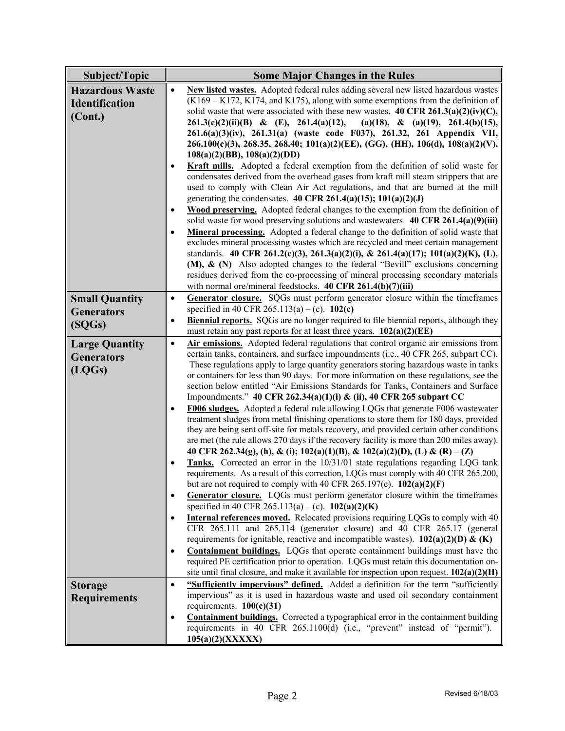| Subject/Topic | Some Major Changes in the Rules |
|---|---|
| **Hazardous Waste Identification (Cont.)** | • **New listed wastes.** Adopted federal rules adding several new listed hazardous wastes (K169 – K172, K174, and K175), along with some exemptions from the definition of solid waste that were associated with these new wastes. **40 CFR 261.3(a)(2)(iv)(C), 261.3(c)(2)(ii)(B) & (E), 261.4(a)(12), (a)(18), & (a)(19), 261.4(b)(15), 261.6(a)(3)(iv), 261.31(a) (waste code F037), 261.32, 261 Appendix VII, 266.100(c)(3), 268.35, 268.40; 101(a)(2)(EE), (GG), (HH), 106(d), 108(a)(2)(V), 108(a)(2)(BB), 108(a)(2)(DD)**<br>• **Kraft mills.** Adopted a federal exemption from the definition of solid waste for condensates derived from the overhead gases from kraft mill steam strippers that are used to comply with Clean Air Act regulations, and that are burned at the mill generating the condensates. **40 CFR 261.4(a)(15); 101(a)(2)(J)**<br>• **Wood preserving.** Adopted federal changes to the exemption from the definition of solid waste for wood preserving solutions and wastewaters. **40 CFR 261.4(a)(9)(iii)**<br>• **Mineral processing.** Adopted a federal change to the definition of solid waste that excludes mineral processing wastes which are recycled and meet certain management standards. **40 CFR 261.2(c)(3), 261.3(a)(2)(i), & 261.4(a)(17); 101(a)(2)(K), (L), (M), & (N)** Also adopted changes to the federal "Bevill" exclusions concerning residues derived from the co-processing of mineral processing secondary materials with normal ore/mineral feedstocks. **40 CFR 261.4(b)(7)(iii)** |
| **Small Quantity Generators (SQGs)** | • **Generator closure.** SQGs must perform generator closure within the timeframes specified in 40 CFR 265.113(a) – (c). **102(c)**<br>• **Biennial reports.** SQGs are no longer required to file biennial reports, although they must retain any past reports for at least three years. **102(a)(2)(EE)** |
| **Large Quantity Generators (LQGs)** | • **Air emissions.** Adopted federal regulations that control organic air emissions from certain tanks, containers, and surface impoundments (i.e., 40 CFR 265, subpart CC). These regulations apply to large quantity generators storing hazardous waste in tanks or containers for less than 90 days. For more information on these regulations, see the section below entitled "Air Emissions Standards for Tanks, Containers and Surface Impoundments." **40 CFR 262.34(a)(1)(i) & (ii), 40 CFR 265 subpart CC**<br>• **F006 sludges.** Adopted a federal rule allowing LQGs that generate F006 wastewater treatment sludges from metal finishing operations to store them for 180 days, provided they are being sent off-site for metals recovery, and provided certain other conditions are met (the rule allows 270 days if the recovery facility is more than 200 miles away). **40 CFR 262.34(g), (h), & (i); 102(a)(1)(B), & 102(a)(2)(D), (L) & (R) – (Z)**<br>• **Tanks.** Corrected an error in the 10/31/01 state regulations regarding LQG tank requirements. As a result of this correction, LQGs must comply with 40 CFR 265.200, but are not required to comply with 40 CFR 265.197(c). **102(a)(2)(F)**<br>• **Generator closure.** LQGs must perform generator closure within the timeframes specified in 40 CFR 265.113(a) – (c). **102(a)(2)(K)**<br>• **Internal references moved.** Relocated provisions requiring LQGs to comply with 40 CFR 265.111 and 265.114 (generator closure) and 40 CFR 265.17 (general requirements for ignitable, reactive and incompatible wastes). **102(a)(2)(D) & (K)**<br>• **Containment buildings.** LQGs that operate containment buildings must have the required PE certification prior to operation. LQGs must retain this documentation on-site until final closure, and make it available for inspection upon request. **102(a)(2)(H)** |
| **Storage Requirements** | • **"Sufficiently impervious" defined.** Added a definition for the term "sufficiently impervious" as it is used in hazardous waste and used oil secondary containment requirements. **100(c)(31)**<br>• **Containment buildings.** Corrected a typographical error in the containment building requirements in 40 CFR 265.1100(d) (i.e., "prevent" instead of "permit"). **105(a)(2)(XXXXX)** |

Revised 6/18/03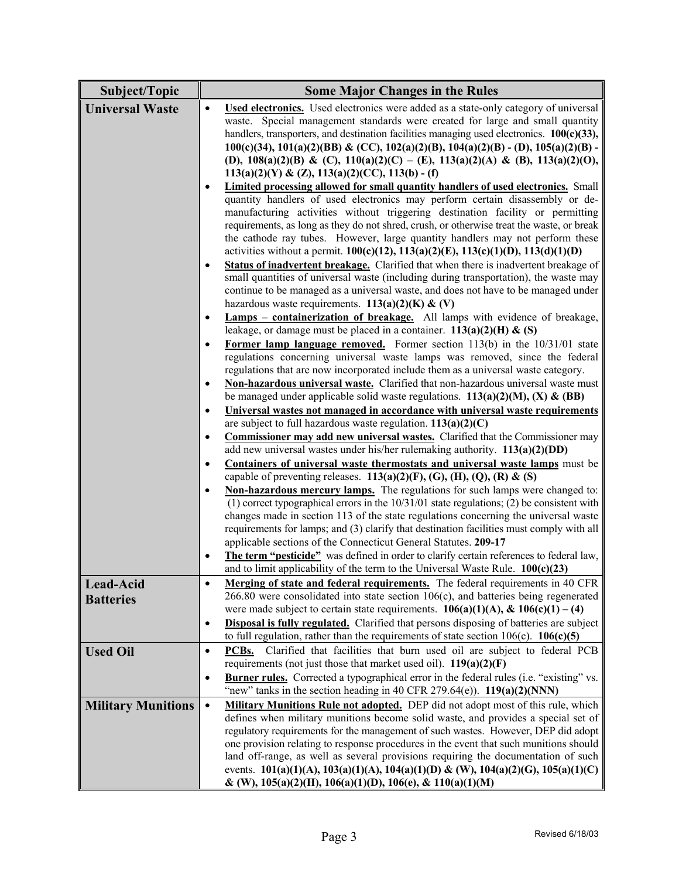| Subject/Topic | Some Major Changes in the Rules |
|---|---|
| **Universal Waste** | • **Used electronics.** Used electronics were added as a state-only category of universal waste. Special management standards were created for large and small quantity handlers, transporters, and destination facilities managing used electronics. **100(c)(33), 100(c)(34), 101(a)(2)(BB) & (CC), 102(a)(2)(B), 104(a)(2)(B) - (D), 105(a)(2)(B) - (D), 108(a)(2)(B) & (C), 110(a)(2)(C) – (E), 113(a)(2)(A) & (B), 113(a)(2)(O), 113(a)(2)(Y) & (Z), 113(a)(2)(CC), 113(b) - (f)**<br>• **Limited processing allowed for small quantity handlers of used electronics.** Small quantity handlers of used electronics may perform certain disassembly or de-manufacturing activities without triggering destination facility or permitting requirements, as long as they do not shred, crush, or otherwise treat the waste, or break the cathode ray tubes. However, large quantity handlers may not perform these activities without a permit. **100(c)(12), 113(a)(2)(E), 113(c)(1)(D), 113(d)(1)(D)**<br>• **Status of inadvertent breakage.** Clarified that when there is inadvertent breakage of small quantities of universal waste (including during transportation), the waste may continue to be managed as a universal waste, and does not have to be managed under hazardous waste requirements. **113(a)(2)(K) & (V)**<br>• **Lamps – containerization of breakage.** All lamps with evidence of breakage, leakage, or damage must be placed in a container. **113(a)(2)(H) & (S)**<br>• **Former lamp language removed.** Former section 113(b) in the 10/31/01 state regulations concerning universal waste lamps was removed, since the federal regulations that are now incorporated include them as a universal waste category.<br>• **Non-hazardous universal waste.** Clarified that non-hazardous universal waste must be managed under applicable solid waste regulations. **113(a)(2)(M), (X) & (BB)**<br>• **Universal wastes not managed in accordance with universal waste requirements** are subject to full hazardous waste regulation. **113(a)(2)(C)**<br>• **Commissioner may add new universal wastes.** Clarified that the Commissioner may add new universal wastes under his/her rulemaking authority. **113(a)(2)(DD)**<br>• **Containers of universal waste thermostats and universal waste lamps** must be capable of preventing releases. **113(a)(2)(F), (G), (H), (Q), (R) & (S)**<br>• **Non-hazardous mercury lamps.** The regulations for such lamps were changed to: (1) correct typographical errors in the 10/31/01 state regulations; (2) be consistent with changes made in section 113 of the state regulations concerning the universal waste requirements for lamps; and (3) clarify that destination facilities must comply with all applicable sections of the Connecticut General Statutes. **209-17**<br>• **The term "pesticide"** was defined in order to clarify certain references to federal law, and to limit applicability of the term to the Universal Waste Rule. **100(c)(23)** |
| **Lead-Acid Batteries** | • **Merging of state and federal requirements.** The federal requirements in 40 CFR 266.80 were consolidated into state section 106(c), and batteries being regenerated were made subject to certain state requirements. **106(a)(1)(A), & 106(c)(1) – (4)**<br>• **Disposal is fully regulated.** Clarified that persons disposing of batteries are subject to full regulation, rather than the requirements of state section 106(c). **106(c)(5)** |
| **Used Oil** | • **PCBs.** Clarified that facilities that burn used oil are subject to federal PCB requirements (not just those that market used oil). **119(a)(2)(F)**<br>• **Burner rules.** Corrected a typographical error in the federal rules (i.e. "existing" vs. "new" tanks in the section heading in 40 CFR 279.64(e)). **119(a)(2)(NNN)** |
| **Military Munitions** | • **Military Munitions Rule not adopted.** DEP did not adopt most of this rule, which defines when military munitions become solid waste, and provides a special set of regulatory requirements for the management of such wastes. However, DEP did adopt one provision relating to response procedures in the event that such munitions should land off-range, as well as several provisions requiring the documentation of such events. **101(a)(1)(A), 103(a)(1)(A), 104(a)(1)(D) & (W), 104(a)(2)(G), 105(a)(1)(C) & (W), 105(a)(2)(H), 106(a)(1)(D), 106(e), & 110(a)(1)(M)** |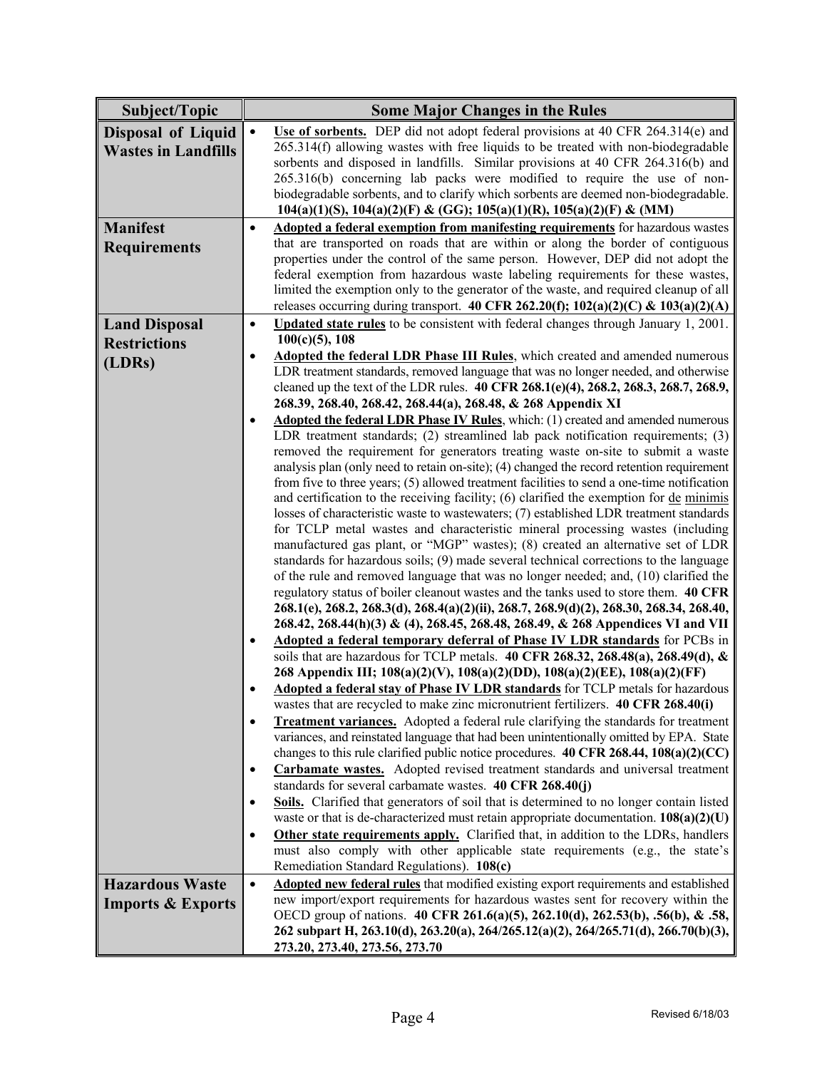| Subject/Topic | Some Major Changes in the Rules |
|---|---|
| **Disposal of Liquid Wastes in Landfills** | • **Use of sorbents.** DEP did not adopt federal provisions at 40 CFR 264.314(e) and 265.314(f) allowing wastes with free liquids to be treated with non-biodegradable sorbents and disposed in landfills. Similar provisions at 40 CFR 264.316(b) and 265.316(b) concerning lab packs were modified to require the use of non-biodegradable sorbents, and to clarify which sorbents are deemed non-biodegradable. **104(a)(1)(S), 104(a)(2)(F) & (GG); 105(a)(1)(R), 105(a)(2)(F) & (MM)** |
| **Manifest Requirements** | • **Adopted a federal exemption from manifesting requirements** for hazardous wastes that are transported on roads that are within or along the border of contiguous properties under the control of the same person. However, DEP did not adopt the federal exemption from hazardous waste labeling requirements for these wastes, limited the exemption only to the generator of the waste, and required cleanup of all releases occurring during transport. **40 CFR 262.20(f); 102(a)(2)(C) & 103(a)(2)(A)** |
| **Land Disposal Restrictions (LDRs)** | • **Updated state rules** to be consistent with federal changes through January 1, 2001. **100(c)(5), 108**<br>• **Adopted the federal LDR Phase III Rules**, which created and amended numerous LDR treatment standards, removed language that was no longer needed, and otherwise cleaned up the text of the LDR rules. **40 CFR 268.1(e)(4), 268.2, 268.3, 268.7, 268.9, 268.39, 268.40, 268.42, 268.44(a), 268.48, & 268 Appendix XI**<br>• **Adopted the federal LDR Phase IV Rules**, which: (1) created and amended numerous LDR treatment standards; (2) streamlined lab pack notification requirements; (3) removed the requirement for generators treating waste on-site to submit a waste analysis plan (only need to retain on-site); (4) changed the record retention requirement from five to three years; (5) allowed treatment facilities to send a one-time notification and certification to the receiving facility; (6) clarified the exemption for de minimis losses of characteristic waste to wastewaters; (7) established LDR treatment standards for TCLP metal wastes and characteristic mineral processing wastes (including manufactured gas plant, or "MGP" wastes); (8) created an alternative set of LDR standards for hazardous soils; (9) made several technical corrections to the language of the rule and removed language that was no longer needed; and, (10) clarified the regulatory status of boiler cleanout wastes and the tanks used to store them. **40 CFR 268.1(e), 268.2, 268.3(d), 268.4(a)(2)(ii), 268.7, 268.9(d)(2), 268.30, 268.34, 268.40, 268.42, 268.44(h)(3) & (4), 268.45, 268.48, 268.49, & 268 Appendices VI and VII**<br>• **Adopted a federal temporary deferral of Phase IV LDR standards** for PCBs in soils that are hazardous for TCLP metals. **40 CFR 268.32, 268.48(a), 268.49(d), & 268 Appendix III; 108(a)(2)(V), 108(a)(2)(DD), 108(a)(2)(EE), 108(a)(2)(FF)**<br>• **Adopted a federal stay of Phase IV LDR standards** for TCLP metals for hazardous wastes that are recycled to make zinc micronutrient fertilizers. **40 CFR 268.40(i)**<br>• **Treatment variances.** Adopted a federal rule clarifying the standards for treatment variances, and reinstated language that had been unintentionally omitted by EPA. State changes to this rule clarified public notice procedures. **40 CFR 268.44, 108(a)(2)(CC)**<br>• **Carbamate wastes.** Adopted revised treatment standards and universal treatment standards for several carbamate wastes. **40 CFR 268.40(j)**<br>• **Soils.** Clarified that generators of soil that is determined to no longer contain listed waste or that is de-characterized must retain appropriate documentation. **108(a)(2)(U)**<br>• **Other state requirements apply.** Clarified that, in addition to the LDRs, handlers must also comply with other applicable state requirements (e.g., the state's Remediation Standard Regulations). **108(c)** |
| **Hazardous Waste Imports & Exports** | • **Adopted new federal rules** that modified existing export requirements and established new import/export requirements for hazardous wastes sent for recovery within the OECD group of nations. **40 CFR 261.6(a)(5), 262.10(d), 262.53(b), .56(b), & .58, 262 subpart H, 263.10(d), 263.20(a), 264/265.12(a)(2), 264/265.71(d), 266.70(b)(3), 273.20, 273.40, 273.56, 273.70** |

Revised 6/18/03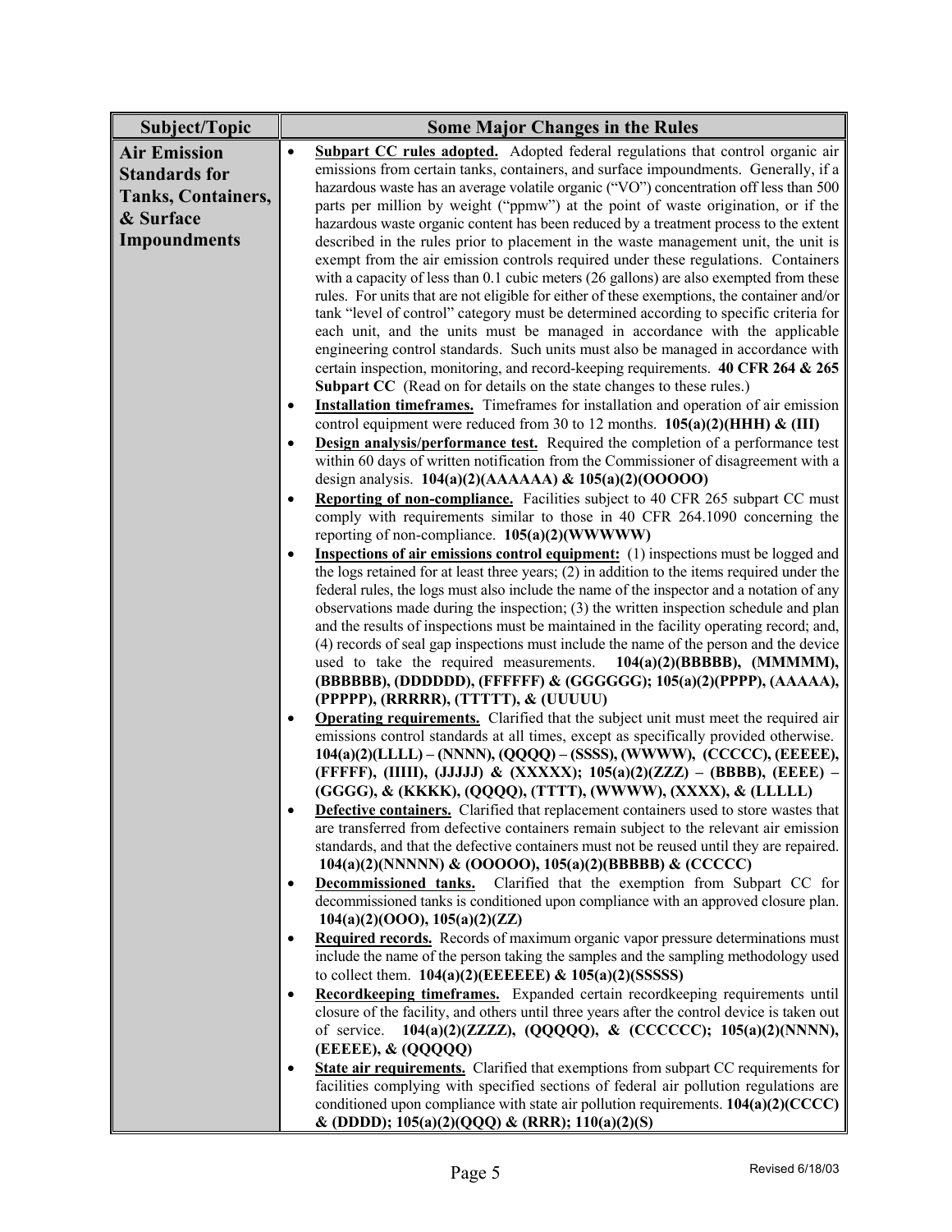| Subject/Topic | Some Major Changes in the Rules |
|---|---|
| **Air Emission Standards for Tanks, Containers, & Surface Impoundments** | • **Subpart CC rules adopted.** Adopted federal regulations that control organic air emissions from certain tanks, containers, and surface impoundments. Generally, if a hazardous waste has an average volatile organic ("VO") concentration off less than 500 parts per million by weight ("ppmw") at the point of waste origination, or if the hazardous waste organic content has been reduced by a treatment process to the extent described in the rules prior to placement in the waste management unit, the unit is exempt from the air emission controls required under these regulations. Containers with a capacity of less than 0.1 cubic meters (26 gallons) are also exempted from these rules. For units that are not eligible for either of these exemptions, the container and/or tank "level of control" category must be determined according to specific criteria for each unit, and the units must be managed in accordance with the applicable engineering control standards. Such units must also be managed in accordance with certain inspection, monitoring, and record-keeping requirements. **40 CFR 264 & 265 Subpart CC** (Read on for details on the state changes to these rules.)<br>• **Installation timeframes.** Timeframes for installation and operation of air emission control equipment were reduced from 30 to 12 months. **105(a)(2)(HHH) & (III)**<br>• **Design analysis/performance test.** Required the completion of a performance test within 60 days of written notification from the Commissioner of disagreement with a design analysis. **104(a)(2)(AAAAAA) & 105(a)(2)(OOOOO)**<br>• **Reporting of non-compliance.** Facilities subject to 40 CFR 265 subpart CC must comply with requirements similar to those in 40 CFR 264.1090 concerning the reporting of non-compliance. **105(a)(2)(WWWWW)**<br>• **Inspections of air emissions control equipment:** (1) inspections must be logged and the logs retained for at least three years; (2) in addition to the items required under the federal rules, the logs must also include the name of the inspector and a notation of any observations made during the inspection; (3) the written inspection schedule and plan and the results of inspections must be maintained in the facility operating record; and, (4) records of seal gap inspections must include the name of the person and the device used to take the required measurements. **104(a)(2)(BBBBB), (MMMMM), (BBBBBB), (DDDDDD), (FFFFFF) & (GGGGGG); 105(a)(2)(PPPP), (AAAAA), (PPPPP), (RRRRR), (TTTTT), & (UUUUU)**<br>• **Operating requirements.** Clarified that the subject unit must meet the required air emissions control standards at all times, except as specifically provided otherwise. **104(a)(2)(LLLL) – (NNNN), (QQQQ) – (SSSS), (WWWW), (CCCCC), (EEEEE), (FFFFF), (IIIII), (JJJJJ) & (XXXXX); 105(a)(2)(ZZZ) – (BBBB), (EEEE) – (GGGG), & (KKKK), (QQQQ), (TTTT), (WWWW), (XXXX), & (LLLLL)**<br>• **Defective containers.** Clarified that replacement containers used to store wastes that are transferred from defective containers remain subject to the relevant air emission standards, and that the defective containers must not be reused until they are repaired. **104(a)(2)(NNNNN) & (OOOOO), 105(a)(2)(BBBBB) & (CCCCC)**<br>• **Decommissioned tanks.** Clarified that the exemption from Subpart CC for decommissioned tanks is conditioned upon compliance with an approved closure plan. **104(a)(2)(OOO), 105(a)(2)(ZZ)**<br>• **Required records.** Records of maximum organic vapor pressure determinations must include the name of the person taking the samples and the sampling methodology used to collect them. **104(a)(2)(EEEEEE) & 105(a)(2)(SSSSS)**<br>• **Recordkeeping timeframes.** Expanded certain recordkeeping requirements until closure of the facility, and others until three years after the control device is taken out of service. **104(a)(2)(ZZZZ), (QQQQQ), & (CCCCCC); 105(a)(2)(NNNN), (EEEEE), & (QQQQQ)**<br>• **State air requirements.** Clarified that exemptions from subpart CC requirements for facilities complying with specified sections of federal air pollution regulations are conditioned upon compliance with state air pollution requirements. **104(a)(2)(CCCC) & (DDDD); 105(a)(2)(QQQ) & (RRR); 110(a)(2)(S)** |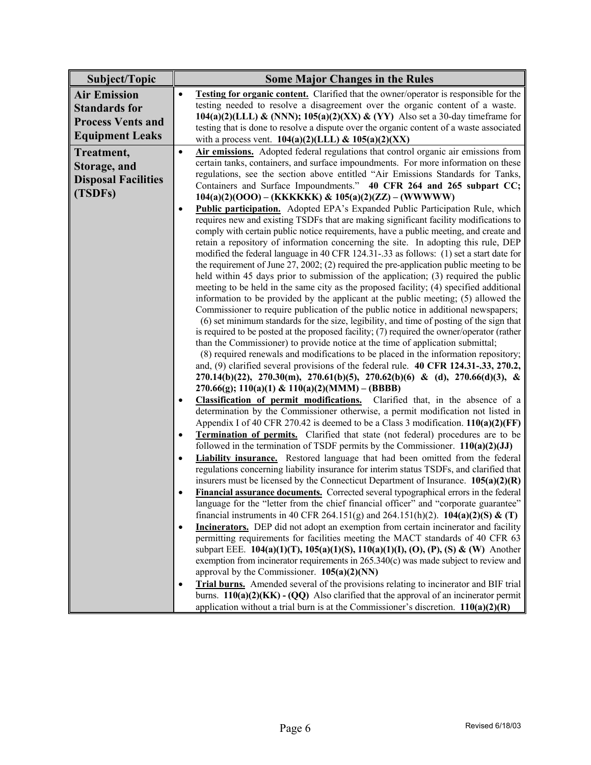| Subject/Topic | Some Major Changes in the Rules |
|---|---|
| **Air Emission Standards for Process Vents and Equipment Leaks** | • **Testing for organic content.** Clarified that the owner/operator is responsible for the testing needed to resolve a disagreement over the organic content of a waste. **104(a)(2)(LLL) & (NNN); 105(a)(2)(XX) & (YY)** Also set a 30-day timeframe for testing that is done to resolve a dispute over the organic content of a waste associated with a process vent. **104(a)(2)(LLL) & 105(a)(2)(XX)** |
| **Treatment, Storage, and Disposal Facilities (TSDFs)** | • **Air emissions.** Adopted federal regulations that control organic air emissions from certain tanks, containers, and surface impoundments. For more information on these regulations, see the section above entitled "Air Emissions Standards for Tanks, Containers and Surface Impoundments." **40 CFR 264 and 265 subpart CC; 104(a)(2)(OOO) – (KKKKKK) & 105(a)(2)(ZZ) – (WWWWW)** <br> • **Public participation.** Adopted EPA's Expanded Public Participation Rule, which requires new and existing TSDFs that are making significant facility modifications to comply with certain public notice requirements, have a public meeting, and create and retain a repository of information concerning the site. In adopting this rule, DEP modified the federal language in 40 CFR 124.31-.33 as follows: (1) set a start date for the requirement of June 27, 2002; (2) required the pre-application public meeting to be held within 45 days prior to submission of the application; (3) required the public meeting to be held in the same city as the proposed facility; (4) specified additional information to be provided by the applicant at the public meeting; (5) allowed the Commissioner to require publication of the public notice in additional newspapers; (6) set minimum standards for the size, legibility, and time of posting of the sign that is required to be posted at the proposed facility; (7) required the owner/operator (rather than the Commissioner) to provide notice at the time of application submittal; (8) required renewals and modifications to be placed in the information repository; and, (9) clarified several provisions of the federal rule. **40 CFR 124.31-.33, 270.2, 270.14(b)(22), 270.30(m), 270.61(b)(5), 270.62(b)(6) & (d), 270.66(d)(3), & 270.66(g); 110(a)(1) & 110(a)(2)(MMM) – (BBBB)** <br> • **Classification of permit modifications.** Clarified that, in the absence of a determination by the Commissioner otherwise, a permit modification not listed in Appendix I of 40 CFR 270.42 is deemed to be a Class 3 modification. **110(a)(2)(FF)** <br> • **Termination of permits.** Clarified that state (not federal) procedures are to be followed in the termination of TSDF permits by the Commissioner. **110(a)(2)(JJ)** <br> • **Liability insurance.** Restored language that had been omitted from the federal regulations concerning liability insurance for interim status TSDFs, and clarified that insurers must be licensed by the Connecticut Department of Insurance. **105(a)(2)(R)** <br> • **Financial assurance documents.** Corrected several typographical errors in the federal language for the "letter from the chief financial officer" and "corporate guarantee" financial instruments in 40 CFR 264.151(g) and 264.151(h)(2). **104(a)(2)(S) & (T)** <br> • **Incinerators.** DEP did not adopt an exemption from certain incinerator and facility permitting requirements for facilities meeting the MACT standards of 40 CFR 63 subpart EEE. **104(a)(1)(T), 105(a)(1)(S), 110(a)(1)(I), (O), (P), (S) & (W)** Another exemption from incinerator requirements in 265.340(c) was made subject to review and approval by the Commissioner. **105(a)(2)(NN)** <br> • **Trial burns.** Amended several of the provisions relating to incinerator and BIF trial burns. **110(a)(2)(KK) - (QQ)** Also clarified that the approval of an incinerator permit application without a trial burn is at the Commissioner's discretion. **110(a)(2)(R)** |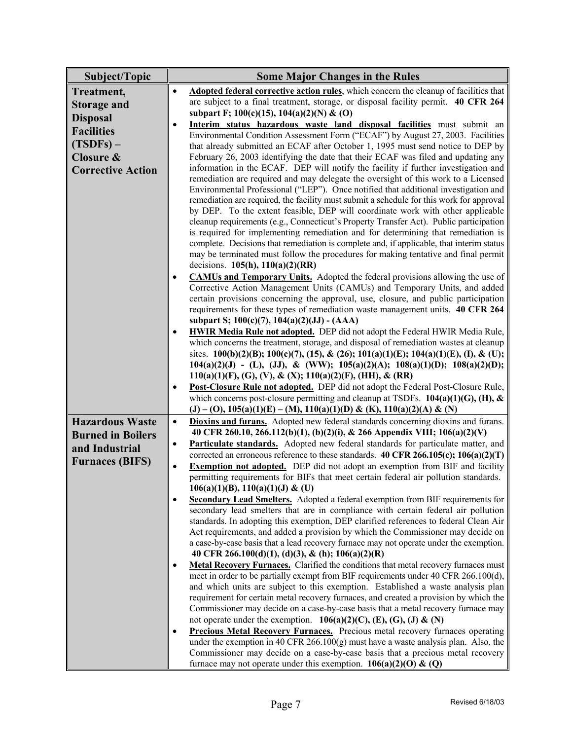| Subject/Topic | Some Major Changes in the Rules |
|---|---|
| **Treatment, Storage and Disposal Facilities (TSDFs) – Closure & Corrective Action** | • **Adopted federal corrective action rules**, which concern the cleanup of facilities that are subject to a final treatment, storage, or disposal facility permit. **40 CFR 264 subpart F; 100(c)(15), 104(a)(2)(N) & (O)**<br>• **Interim status hazardous waste land disposal facilities** must submit an Environmental Condition Assessment Form ("ECAF") by August 27, 2003. Facilities that already submitted an ECAF after October 1, 1995 must send notice to DEP by February 26, 2003 identifying the date that their ECAF was filed and updating any information in the ECAF. DEP will notify the facility if further investigation and remediation are required and may delegate the oversight of this work to a Licensed Environmental Professional ("LEP"). Once notified that additional investigation and remediation are required, the facility must submit a schedule for this work for approval by DEP. To the extent feasible, DEP will coordinate work with other applicable cleanup requirements (e.g., Connecticut's Property Transfer Act). Public participation is required for implementing remediation and for determining that remediation is complete. Decisions that remediation is complete and, if applicable, that interim status may be terminated must follow the procedures for making tentative and final permit decisions. **105(h), 110(a)(2)(RR)**<br>• **CAMUs and Temporary Units.** Adopted the federal provisions allowing the use of Corrective Action Management Units (CAMUs) and Temporary Units, and added certain provisions concerning the approval, use, closure, and public participation requirements for these types of remediation waste management units. **40 CFR 264 subpart S; 100(c)(7), 104(a)(2)(JJ) - (AAA)**<br>• **HWIR Media Rule not adopted.** DEP did not adopt the Federal HWIR Media Rule, which concerns the treatment, storage, and disposal of remediation wastes at cleanup sites. **100(b)(2)(B); 100(c)(7), (15), & (26); 101(a)(1)(E); 104(a)(1)(E), (I), & (U); 104(a)(2)(J) - (L), (JJ), & (WW); 105(a)(2)(A); 108(a)(1)(D); 108(a)(2)(D); 110(a)(1)(F), (G), (V), & (X); 110(a)(2)(F), (HH), & (RR)**<br>• **Post-Closure Rule not adopted.** DEP did not adopt the Federal Post-Closure Rule, which concerns post-closure permitting and cleanup at TSDFs. **104(a)(1)(G), (H), & (J) – (O), 105(a)(1)(E) – (M), 110(a)(1)(D) & (K), 110(a)(2)(A) & (N)** |
| **Hazardous Waste Burned in Boilers and Industrial Furnaces (BIFS)** | • **Dioxins and furans.** Adopted new federal standards concerning dioxins and furans. **40 CFR 260.10, 266.112(b)(1), (b)(2)(i), & 266 Appendix VIII; 106(a)(2)(V)**<br>• **Particulate standards.** Adopted new federal standards for particulate matter, and corrected an erroneous reference to these standards. **40 CFR 266.105(c); 106(a)(2)(T)**<br>• **Exemption not adopted.** DEP did not adopt an exemption from BIF and facility permitting requirements for BIFs that meet certain federal air pollution standards. **106(a)(1)(B), 110(a)(1)(J) & (U)**<br>• **Secondary Lead Smelters.** Adopted a federal exemption from BIF requirements for secondary lead smelters that are in compliance with certain federal air pollution standards. In adopting this exemption, DEP clarified references to federal Clean Air Act requirements, and added a provision by which the Commissioner may decide on a case-by-case basis that a lead recovery furnace may not operate under the exemption. **40 CFR 266.100(d)(1), (d)(3), & (h); 106(a)(2)(R)**<br>• **Metal Recovery Furnaces.** Clarified the conditions that metal recovery furnaces must meet in order to be partially exempt from BIF requirements under 40 CFR 266.100(d), and which units are subject to this exemption. Established a waste analysis plan requirement for certain metal recovery furnaces, and created a provision by which the Commissioner may decide on a case-by-case basis that a metal recovery furnace may not operate under the exemption. **106(a)(2)(C), (E), (G), (J) & (N)**<br>• **Precious Metal Recovery Furnaces.** Precious metal recovery furnaces operating under the exemption in 40 CFR 266.100(g) must have a waste analysis plan. Also, the Commissioner may decide on a case-by-case basis that a precious metal recovery furnace may not operate under this exemption. **106(a)(2)(O) & (Q)** |

Revised 6/18/03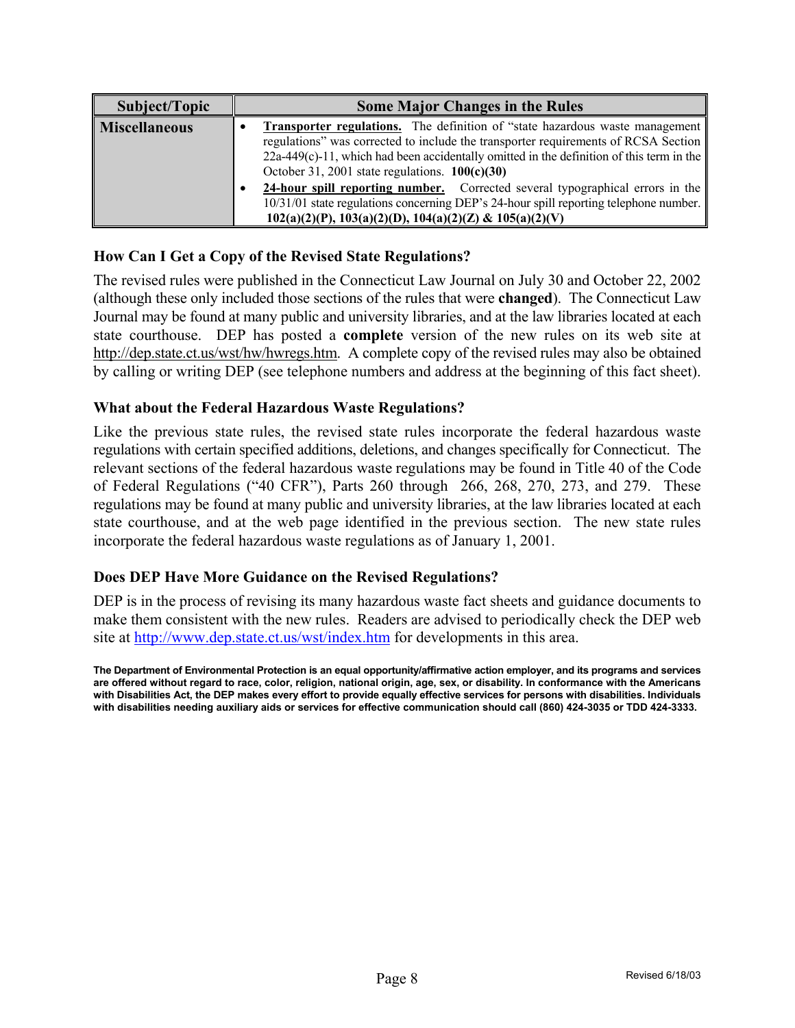| Subject/Topic | Some Major Changes in the Rules |
|---|---|
| **Miscellaneous** | • **Transporter regulations.** The definition of "state hazardous waste management regulations" was corrected to include the transporter requirements of RCSA Section 22a-449(c)-11, which had been accidentally omitted in the definition of this term in the October 31, 2001 state regulations. **100(c)(30)**<br>• **24-hour spill reporting number.** Corrected several typographical errors in the 10/31/01 state regulations concerning DEP's 24-hour spill reporting telephone number. **102(a)(2)(P), 103(a)(2)(D), 104(a)(2)(Z) & 105(a)(2)(V)** |

### How Can I Get a Copy of the Revised State Regulations?

The revised rules were published in the Connecticut Law Journal on July 30 and October 22, 2002 (although these only included those sections of the rules that were **changed**). The Connecticut Law Journal may be found at many public and university libraries, and at the law libraries located at each state courthouse. DEP has posted a **complete** version of the new rules on its web site at http://dep.state.ct.us/wst/hw/hwregs.htm. A complete copy of the revised rules may also be obtained by calling or writing DEP (see telephone numbers and address at the beginning of this fact sheet).

### What about the Federal Hazardous Waste Regulations?

Like the previous state rules, the revised state rules incorporate the federal hazardous waste regulations with certain specified additions, deletions, and changes specifically for Connecticut. The relevant sections of the federal hazardous waste regulations may be found in Title 40 of the Code of Federal Regulations ("40 CFR"), Parts 260 through 266, 268, 270, 273, and 279. These regulations may be found at many public and university libraries, at the law libraries located at each state courthouse, and at the web page identified in the previous section. The new state rules incorporate the federal hazardous waste regulations as of January 1, 2001.

### Does DEP Have More Guidance on the Revised Regulations?

DEP is in the process of revising its many hazardous waste fact sheets and guidance documents to make them consistent with the new rules. Readers are advised to periodically check the DEP web site at http://www.dep.state.ct.us/wst/index.htm for developments in this area.

**The Department of Environmental Protection is an equal opportunity/affirmative action employer, and its programs and services are offered without regard to race, color, religion, national origin, age, sex, or disability. In conformance with the Americans with Disabilities Act, the DEP makes every effort to provide equally effective services for persons with disabilities. Individuals with disabilities needing auxiliary aids or services for effective communication should call (860) 424-3035 or TDD 424-3333.**

Revised 6/18/03